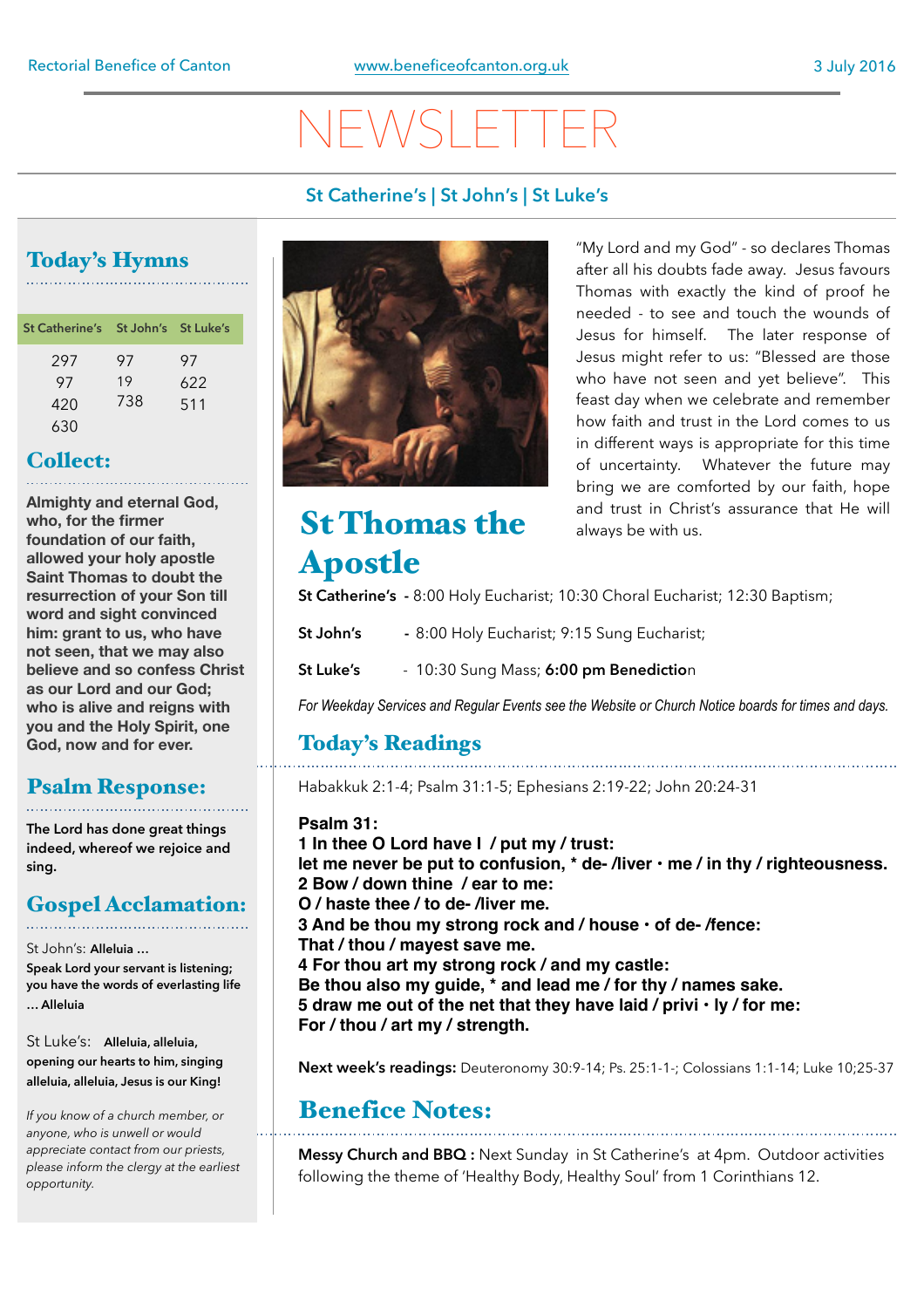Rectorial Benefice of Canton | www.beneficeofcanton.org.uk | 3 July 2016

# NEWSLETTER

**St Catherine's | St John's | St Luke's**

## Today's Hymns

| St Catherine's | St John's | St Luke's |
|---|---|---|
| 297 | 97 | 97 |
| 97 | 19 | 622 |
| 420 | 738 | 511 |
| 630 | | |

## Collect:

**Almighty and eternal God, who, for the firmer foundation of our faith, allowed your holy apostle Saint Thomas to doubt the resurrection of your Son till word and sight convinced him: grant to us, who have not seen, that we may also believe and so confess Christ as our Lord and our God; who is alive and reigns with you and the Holy Spirit, one God, now and for ever.**

## Psalm Response:

**The Lord has done great things indeed, whereof we rejoice and sing.**

## Gospel Acclamation:

St John's: **Alleluia … Speak Lord your servant is listening; you have the words of everlasting life … Alleluia**

St Luke's: **Alleluia, alleluia, opening our hearts to him, singing alleluia, alleluia, Jesus is our King!**

*If you know of a church member, or anyone, who is unwell or would appreciate contact from our priests, please inform the clergy at the earliest opportunity.*

# St Thomas the Apostle

"My Lord and my God" - so declares Thomas after all his doubts fade away. Jesus favours Thomas with exactly the kind of proof he needed - to see and touch the wounds of Jesus for himself. The later response of Jesus might refer to us: "Blessed are those who have not seen and yet believe". This feast day when we celebrate and remember how faith and trust in the Lord comes to us in different ways is appropriate for this time of uncertainty. Whatever the future may bring we are comforted by our faith, hope and trust in Christ's assurance that He will always be with us.

**St Catherine's** - 8:00 Holy Eucharist; 10:30 Choral Eucharist; 12:30 Baptism;

**St John's** - 8:00 Holy Eucharist; 9:15 Sung Eucharist;

**St Luke's** - 10:30 Sung Mass; **6:00 pm Benediction**

*For Weekday Services and Regular Events see the Website or Church Notice boards for times and days.*

## Today's Readings

Habakkuk 2:1-4; Psalm 31:1-5; Ephesians 2:19-22; John 20:24-31

**Psalm 31:**
**1 In thee O Lord have I / put my / trust:**
**let me never be put to confusion, * de- /liver · me / in thy / righteousness.**
**2 Bow / down thine / ear to me:**
**O / haste thee / to de- /liver me.**
**3 And be thou my strong rock and / house · of de- /fence:**
**That / thou / mayest save me.**
**4 For thou art my strong rock / and my castle:**
**Be thou also my guide, * and lead me / for thy / names sake.**
**5 draw me out of the net that they have laid / privi · ly / for me:**
**For / thou / art my / strength.**

**Next week's readings:** Deuteronomy 30:9-14; Ps. 25:1-1-; Colossians 1:1-14; Luke 10;25-37

## Benefice Notes:

**Messy Church and BBQ :** Next Sunday in St Catherine's at 4pm. Outdoor activities following the theme of 'Healthy Body, Healthy Soul' from 1 Corinthians 12.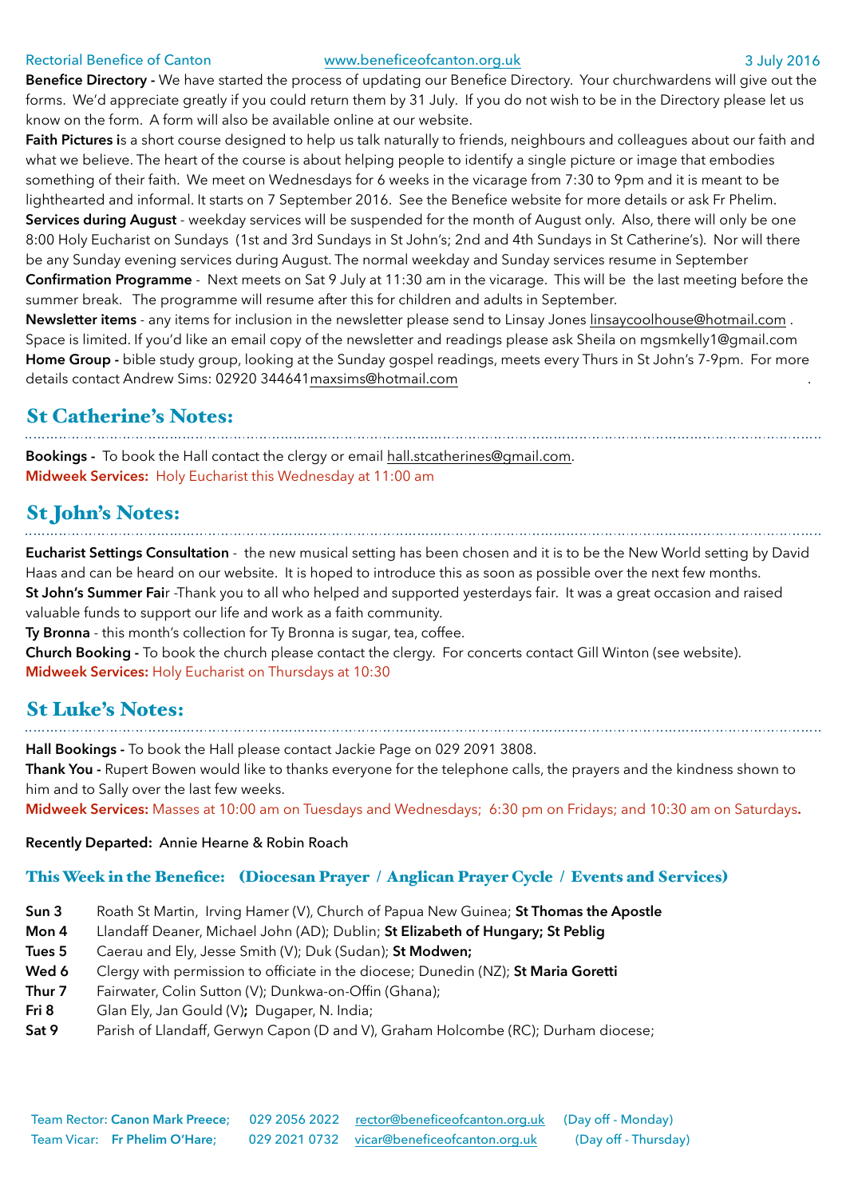**Benefice Directory -** We have started the process of updating our Benefice Directory. Your churchwardens will give out the forms. We'd appreciate greatly if you could return them by 31 July. If you do not wish to be in the Directory please let us know on the form. A form will also be available online at our website.

**Faith Pictures i**s a short course designed to help us talk naturally to friends, neighbours and colleagues about our faith and what we believe. The heart of the course is about helping people to identify a single picture or image that embodies something of their faith. We meet on Wednesdays for 6 weeks in the vicarage from 7:30 to 9pm and it is meant to be lighthearted and informal. It starts on 7 September 2016. See the Benefice website for more details or ask Fr Phelim.

**Services during August** - weekday services will be suspended for the month of August only. Also, there will only be one 8:00 Holy Eucharist on Sundays (1st and 3rd Sundays in St John's; 2nd and 4th Sundays in St Catherine's). Nor will there be any Sunday evening services during August. The normal weekday and Sunday services resume in September

**Confirmation Programme** - Next meets on Sat 9 July at 11:30 am in the vicarage. This will be the last meeting before the summer break. The programme will resume after this for children and adults in September.

**Newsletter items** - any items for inclusion in the newsletter please send to Linsay Jones linsaycoolhouse@hotmail.com . Space is limited. If you'd like an email copy of the newsletter and readings please ask Sheila on mgsmkelly1@gmail.com

**Home Group -** bible study group, looking at the Sunday gospel readings, meets every Thurs in St John's 7-9pm. For more details contact Andrew Sims: 02920 344641maxsims@hotmail.com

## St Catherine's Notes:

**Bookings -** To book the Hall contact the clergy or email hall.stcatherines@gmail.com.

**Midweek Services:** Holy Eucharist this Wednesday at 11:00 am

## St John's Notes:

**Eucharist Settings Consultation** - the new musical setting has been chosen and it is to be the New World setting by David Haas and can be heard on our website. It is hoped to introduce this as soon as possible over the next few months.

**St John's Summer Fai**r -Thank you to all who helped and supported yesterdays fair. It was a great occasion and raised valuable funds to support our life and work as a faith community.

**Ty Bronna** - this month's collection for Ty Bronna is sugar, tea, coffee.

**Church Booking -** To book the church please contact the clergy. For concerts contact Gill Winton (see website).

**Midweek Services:** Holy Eucharist on Thursdays at 10:30

## St Luke's Notes:

**Hall Bookings -** To book the Hall please contact Jackie Page on 029 2091 3808.

**Thank You -** Rupert Bowen would like to thanks everyone for the telephone calls, the prayers and the kindness shown to him and to Sally over the last few weeks.

**Midweek Services:** Masses at 10:00 am on Tuesdays and Wednesdays; 6:30 pm on Fridays; and 10:30 am on Saturdays**.**

**Recently Departed:** Annie Hearne & Robin Roach

### This Week in the Benefice: (Diocesan Prayer / Anglican Prayer Cycle / Events and Services)

| | |
|---|---|
| **Sun 3** | Roath St Martin, Irving Hamer (V), Church of Papua New Guinea; **St Thomas the Apostle** |
| **Mon 4** | Llandaff Deaner, Michael John (AD); Dublin; **St Elizabeth of Hungary; St Peblig** |
| **Tues 5** | Caerau and Ely, Jesse Smith (V); Duk (Sudan); **St Modwen;** |
| **Wed 6** | Clergy with permission to officiate in the diocese; Dunedin (NZ); **St Maria Goretti** |
| **Thur 7** | Fairwater, Colin Sutton (V); Dunkwa-on-Offin (Ghana); |
| **Fri 8** | Glan Ely, Jan Gould (V)**;** Dugaper, N. India; |
| **Sat 9** | Parish of Llandaff, Gerwyn Capon (D and V), Graham Holcombe (RC); Durham diocese; |

Team Rector: **Canon Mark Preece;** 029 2056 2022 rector@beneficeofcanton.org.uk (Day off - Monday)
Team Vicar: **Fr Phelim O'Hare;** 029 2021 0732 vicar@beneficeofcanton.org.uk (Day off - Thursday)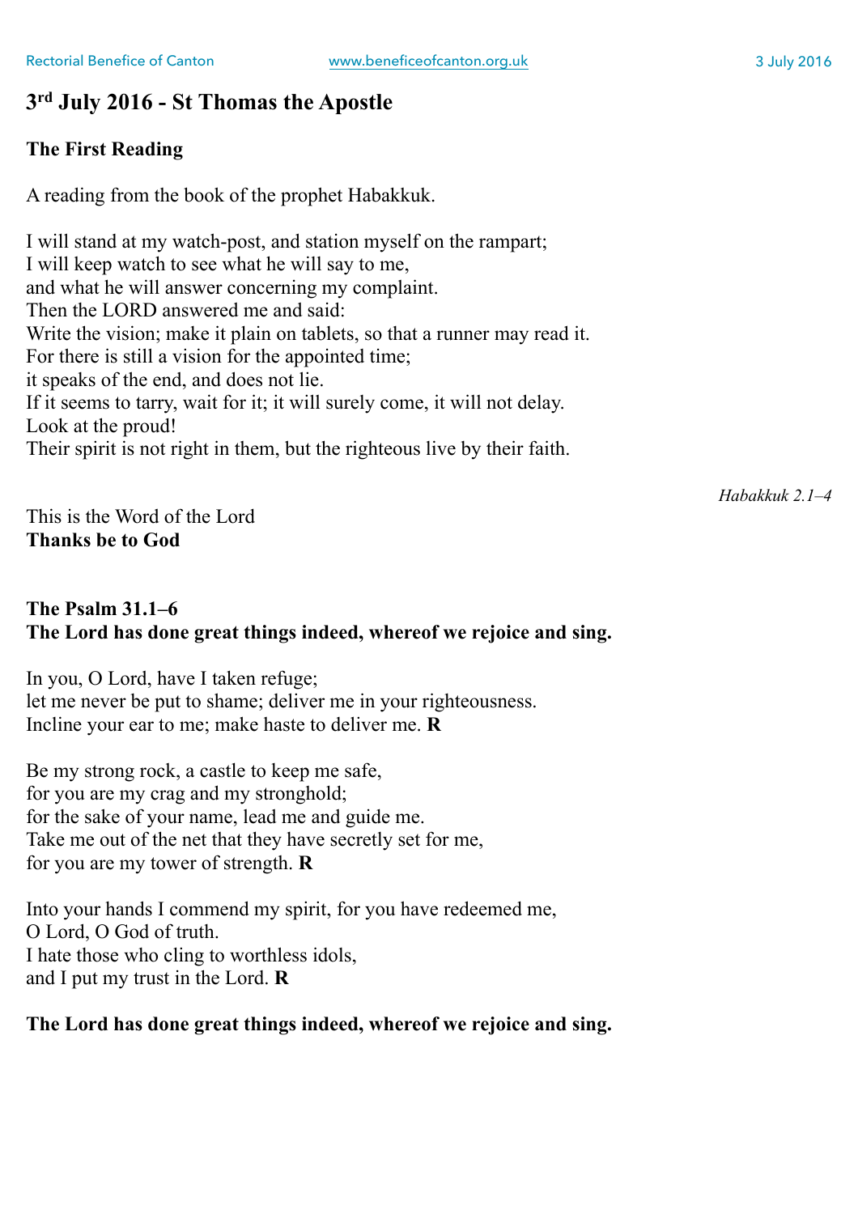## 3rd July 2016 - St Thomas the Apostle

### The First Reading

A reading from the book of the prophet Habakkuk.

I will stand at my watch-post, and station myself on the rampart;
I will keep watch to see what he will say to me,
and what he will answer concerning my complaint.
Then the LORD answered me and said:
Write the vision; make it plain on tablets, so that a runner may read it.
For there is still a vision for the appointed time;
it speaks of the end, and does not lie.
If it seems to tarry, wait for it; it will surely come, it will not delay.
Look at the proud!
Their spirit is not right in them, but the righteous live by their faith.

*Habakkuk 2.1–4*

This is the Word of the Lord
**Thanks be to God**

### The Psalm 31.1–6
**The Lord has done great things indeed, whereof we rejoice and sing.**

In you, O Lord, have I taken refuge;
let me never be put to shame; deliver me in your righteousness.
Incline your ear to me; make haste to deliver me. **R**

Be my strong rock, a castle to keep me safe,
for you are my crag and my stronghold;
for the sake of your name, lead me and guide me.
Take me out of the net that they have secretly set for me,
for you are my tower of strength. **R**

Into your hands I commend my spirit, for you have redeemed me,
O Lord, O God of truth.
I hate those who cling to worthless idols,
and I put my trust in the Lord. **R**

**The Lord has done great things indeed, whereof we rejoice and sing.**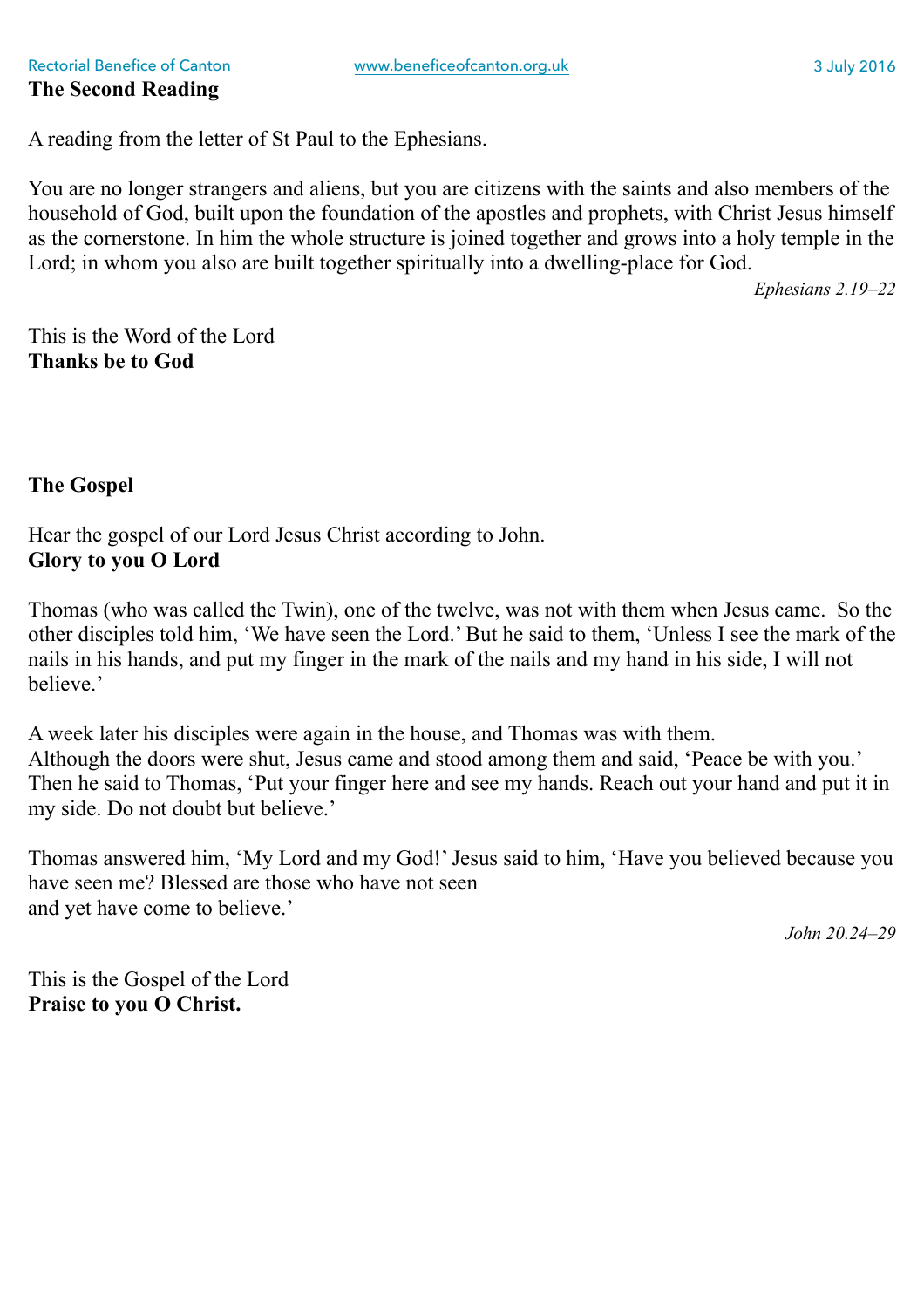## The Second Reading

A reading from the letter of St Paul to the Ephesians.

You are no longer strangers and aliens, but you are citizens with the saints and also members of the household of God, built upon the foundation of the apostles and prophets, with Christ Jesus himself as the cornerstone. In him the whole structure is joined together and grows into a holy temple in the Lord; in whom you also are built together spiritually into a dwelling-place for God.

*Ephesians 2.19–22*

This is the Word of the Lord
**Thanks be to God**

## The Gospel

Hear the gospel of our Lord Jesus Christ according to John.
**Glory to you O Lord**

Thomas (who was called the Twin), one of the twelve, was not with them when Jesus came. So the other disciples told him, 'We have seen the Lord.' But he said to them, 'Unless I see the mark of the nails in his hands, and put my finger in the mark of the nails and my hand in his side, I will not believe.'

A week later his disciples were again in the house, and Thomas was with them.
Although the doors were shut, Jesus came and stood among them and said, 'Peace be with you.' Then he said to Thomas, 'Put your finger here and see my hands. Reach out your hand and put it in my side. Do not doubt but believe.'

Thomas answered him, 'My Lord and my God!' Jesus said to him, 'Have you believed because you have seen me? Blessed are those who have not seen
and yet have come to believe.'

*John 20.24–29*

This is the Gospel of the Lord
**Praise to you O Christ.**